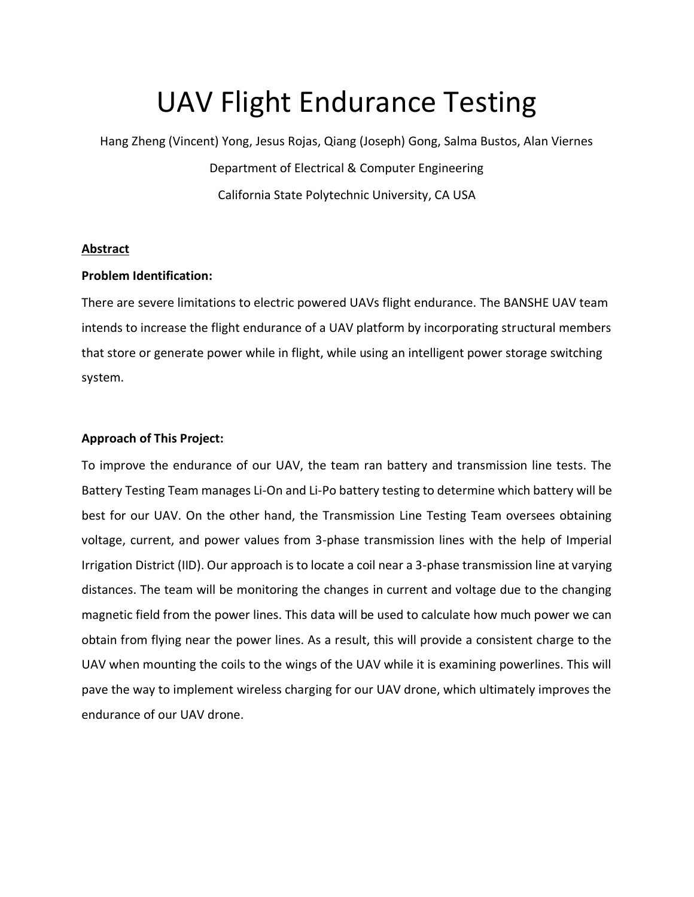# UAV Flight Endurance Testing

Hang Zheng (Vincent) Yong, Jesus Rojas, Qiang (Joseph) Gong, Salma Bustos, Alan Viernes

Department of Electrical & Computer Engineering

California State Polytechnic University, CA USA

## Abstract

**Problem Identification:**

There are severe limitations to electric powered UAVs flight endurance. The BANSHE UAV team intends to increase the flight endurance of a UAV platform by incorporating structural members that store or generate power while in flight, while using an intelligent power storage switching system.

**Approach of This Project:**

To improve the endurance of our UAV, the team ran battery and transmission line tests. The Battery Testing Team manages Li-On and Li-Po battery testing to determine which battery will be best for our UAV. On the other hand, the Transmission Line Testing Team oversees obtaining voltage, current, and power values from 3-phase transmission lines with the help of Imperial Irrigation District (IID). Our approach is to locate a coil near a 3-phase transmission line at varying distances. The team will be monitoring the changes in current and voltage due to the changing magnetic field from the power lines. This data will be used to calculate how much power we can obtain from flying near the power lines. As a result, this will provide a consistent charge to the UAV when mounting the coils to the wings of the UAV while it is examining powerlines. This will pave the way to implement wireless charging for our UAV drone, which ultimately improves the endurance of our UAV drone.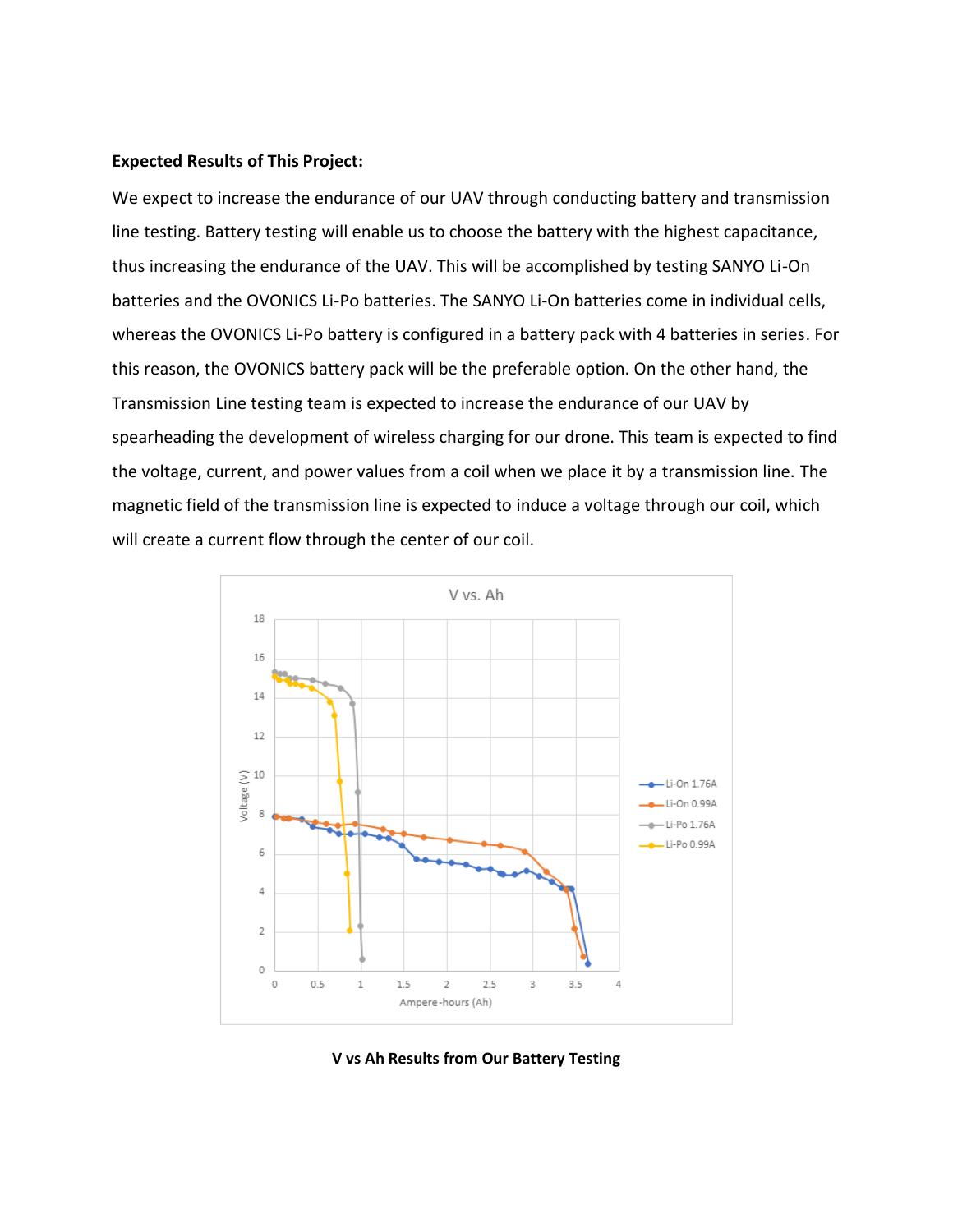**Expected Results of This Project:**

We expect to increase the endurance of our UAV through conducting battery and transmission line testing. Battery testing will enable us to choose the battery with the highest capacitance, thus increasing the endurance of the UAV. This will be accomplished by testing SANYO Li-On batteries and the OVONICS Li-Po batteries. The SANYO Li-On batteries come in individual cells, whereas the OVONICS Li-Po battery is configured in a battery pack with 4 batteries in series. For this reason, the OVONICS battery pack will be the preferable option. On the other hand, the Transmission Line testing team is expected to increase the endurance of our UAV by spearheading the development of wireless charging for our drone. This team is expected to find the voltage, current, and power values from a coil when we place it by a transmission line. The magnetic field of the transmission line is expected to induce a voltage through our coil, which will create a current flow through the center of our coil.

**V vs Ah Results from Our Battery Testing**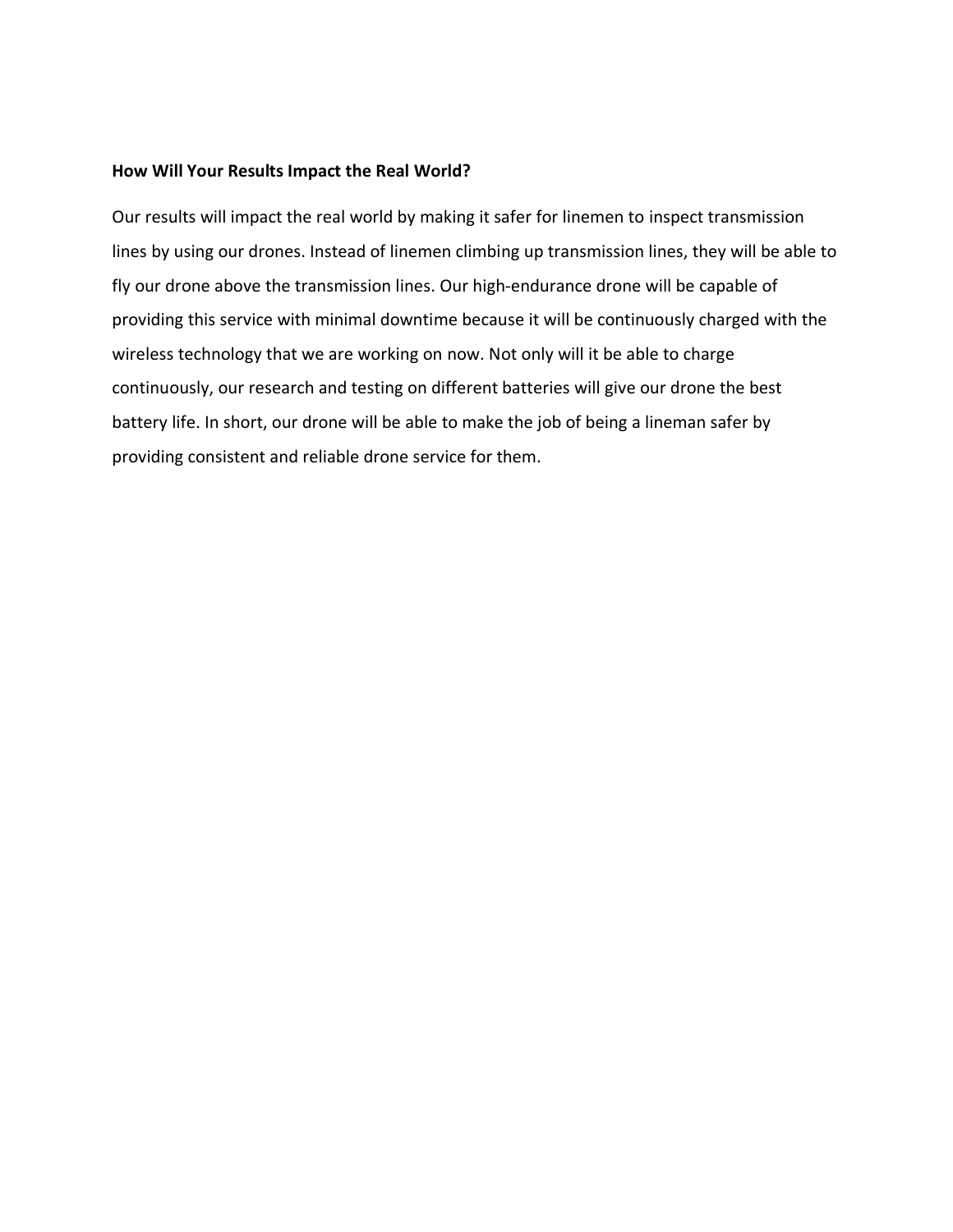**How Will Your Results Impact the Real World?**

Our results will impact the real world by making it safer for linemen to inspect transmission lines by using our drones. Instead of linemen climbing up transmission lines, they will be able to fly our drone above the transmission lines. Our high-endurance drone will be capable of providing this service with minimal downtime because it will be continuously charged with the wireless technology that we are working on now. Not only will it be able to charge continuously, our research and testing on different batteries will give our drone the best battery life. In short, our drone will be able to make the job of being a lineman safer by providing consistent and reliable drone service for them.